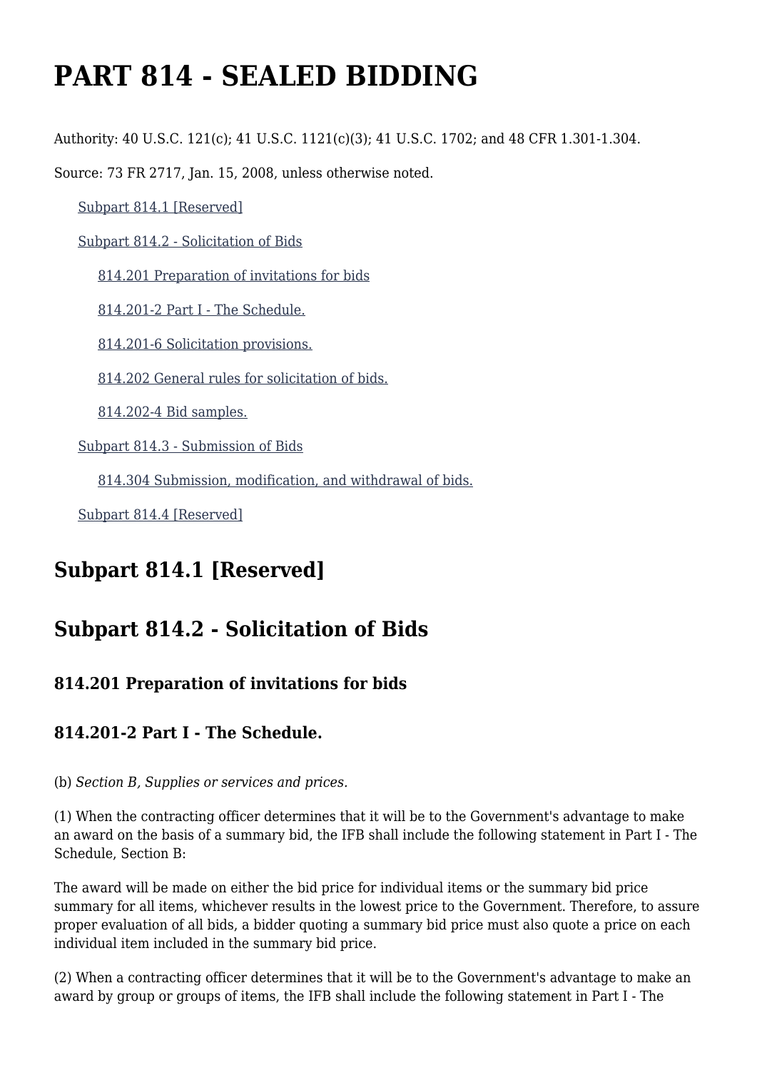# PART 814 - SEALED BIDDING

Authority: 40 U.S.C. 121(c); 41 U.S.C. 1121(c)(3); 41 U.S.C. 1702; and 48 CFR 1.301-1.304.

Source: 73 FR 2717, Jan. 15, 2008, unless otherwise noted.

- Subpart 814.1 [Reserved]
- Subpart 814.2 - Solicitation of Bids
  - 814.201 Preparation of invitations for bids
  - 814.201-2 Part I - The Schedule.
  - 814.201-6 Solicitation provisions.
  - 814.202 General rules for solicitation of bids.
  - 814.202-4 Bid samples.
- Subpart 814.3 - Submission of Bids
  - 814.304 Submission, modification, and withdrawal of bids.
- Subpart 814.4 [Reserved]

## Subpart 814.1 [Reserved]

## Subpart 814.2 - Solicitation of Bids

### 814.201 Preparation of invitations for bids

### 814.201-2 Part I - The Schedule.

(b) *Section B, Supplies or services and prices.*

(1) When the contracting officer determines that it will be to the Government's advantage to make an award on the basis of a summary bid, the IFB shall include the following statement in Part I - The Schedule, Section B:

The award will be made on either the bid price for individual items or the summary bid price summary for all items, whichever results in the lowest price to the Government. Therefore, to assure proper evaluation of all bids, a bidder quoting a summary bid price must also quote a price on each individual item included in the summary bid price.

(2) When a contracting officer determines that it will be to the Government's advantage to make an award by group or groups of items, the IFB shall include the following statement in Part I - The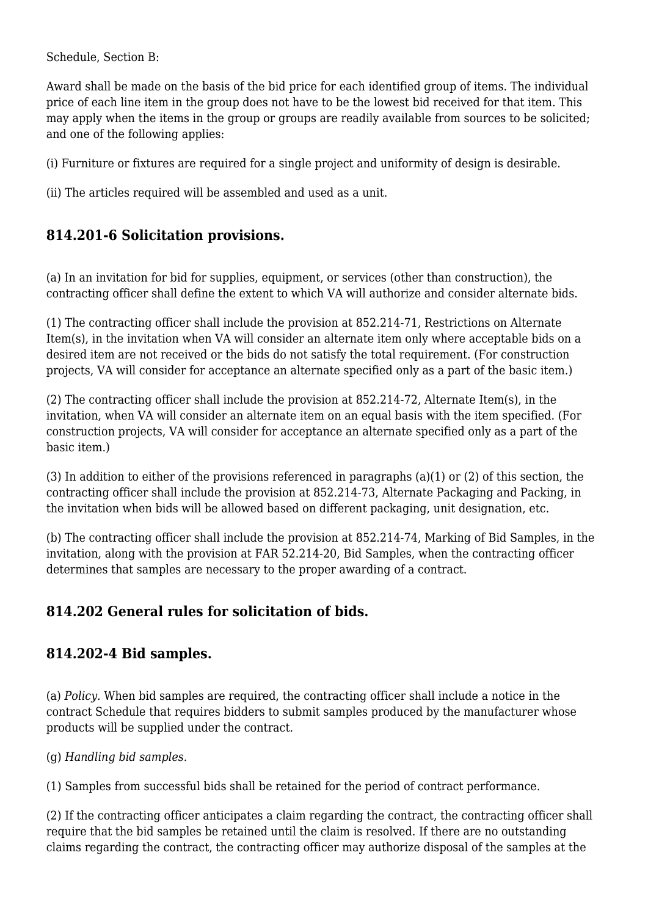Schedule, Section B:

Award shall be made on the basis of the bid price for each identified group of items. The individual price of each line item in the group does not have to be the lowest bid received for that item. This may apply when the items in the group or groups are readily available from sources to be solicited; and one of the following applies:

(i) Furniture or fixtures are required for a single project and uniformity of design is desirable.

(ii) The articles required will be assembled and used as a unit.

### 814.201-6 Solicitation provisions.

(a) In an invitation for bid for supplies, equipment, or services (other than construction), the contracting officer shall define the extent to which VA will authorize and consider alternate bids.

(1) The contracting officer shall include the provision at 852.214-71, Restrictions on Alternate Item(s), in the invitation when VA will consider an alternate item only where acceptable bids on a desired item are not received or the bids do not satisfy the total requirement. (For construction projects, VA will consider for acceptance an alternate specified only as a part of the basic item.)

(2) The contracting officer shall include the provision at 852.214-72, Alternate Item(s), in the invitation, when VA will consider an alternate item on an equal basis with the item specified. (For construction projects, VA will consider for acceptance an alternate specified only as a part of the basic item.)

(3) In addition to either of the provisions referenced in paragraphs (a)(1) or (2) of this section, the contracting officer shall include the provision at 852.214-73, Alternate Packaging and Packing, in the invitation when bids will be allowed based on different packaging, unit designation, etc.

(b) The contracting officer shall include the provision at 852.214-74, Marking of Bid Samples, in the invitation, along with the provision at FAR 52.214-20, Bid Samples, when the contracting officer determines that samples are necessary to the proper awarding of a contract.

### 814.202 General rules for solicitation of bids.

### 814.202-4 Bid samples.

(a) *Policy.* When bid samples are required, the contracting officer shall include a notice in the contract Schedule that requires bidders to submit samples produced by the manufacturer whose products will be supplied under the contract.

(g) *Handling bid samples.*

(1) Samples from successful bids shall be retained for the period of contract performance.

(2) If the contracting officer anticipates a claim regarding the contract, the contracting officer shall require that the bid samples be retained until the claim is resolved. If there are no outstanding claims regarding the contract, the contracting officer may authorize disposal of the samples at the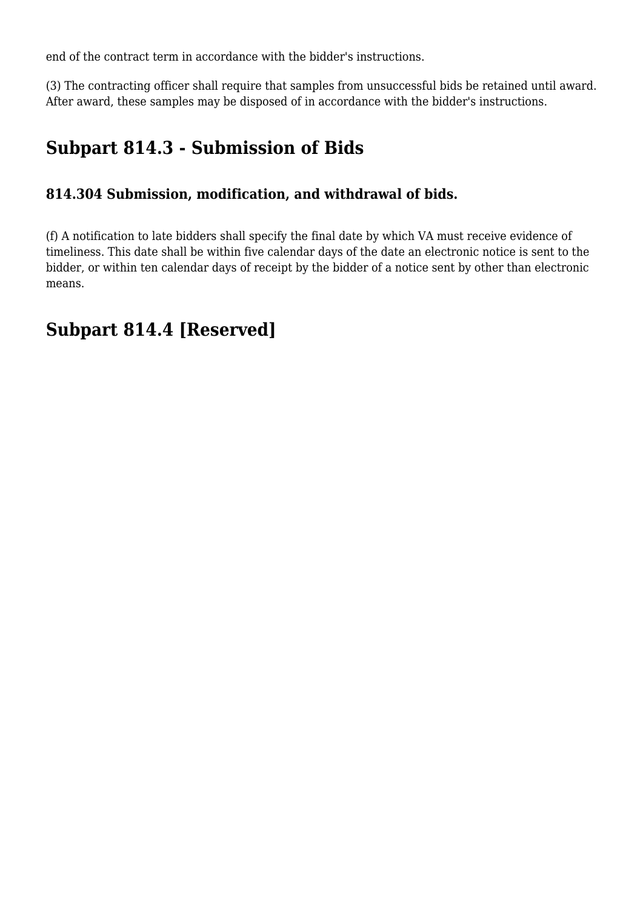end of the contract term in accordance with the bidder's instructions.

(3) The contracting officer shall require that samples from unsuccessful bids be retained until award. After award, these samples may be disposed of in accordance with the bidder's instructions.

## Subpart 814.3 - Submission of Bids

### 814.304 Submission, modification, and withdrawal of bids.

(f) A notification to late bidders shall specify the final date by which VA must receive evidence of timeliness. This date shall be within five calendar days of the date an electronic notice is sent to the bidder, or within ten calendar days of receipt by the bidder of a notice sent by other than electronic means.

## Subpart 814.4 [Reserved]